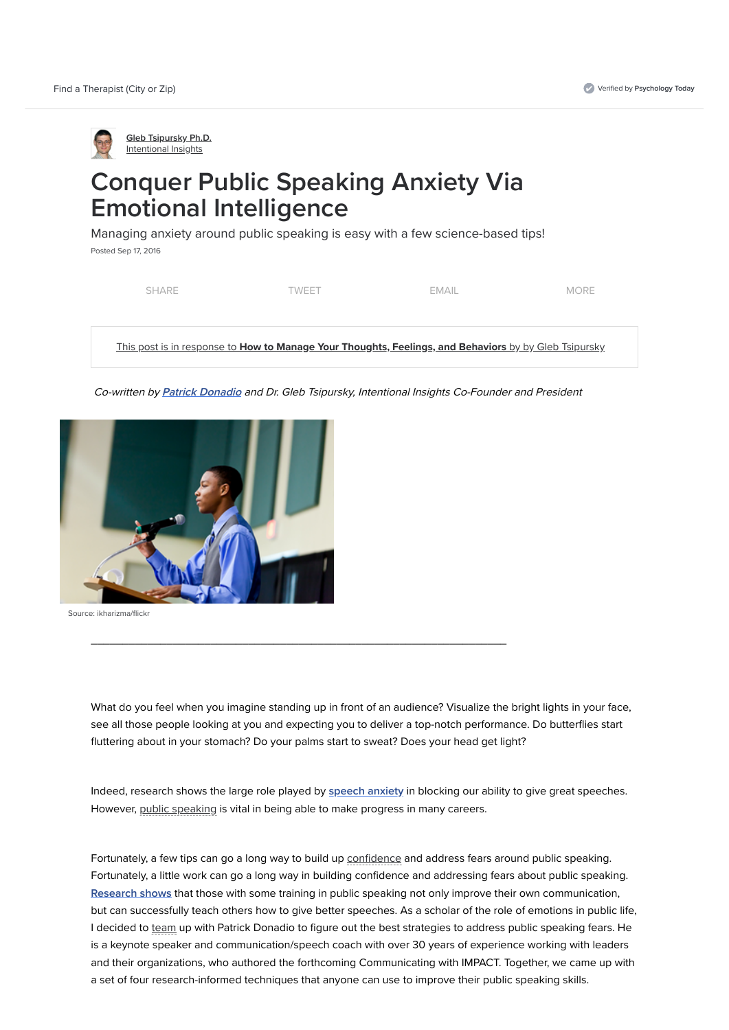Find a Therapist (City or Zip)

Verified by Psychology Today

Gleb Tsipursky Ph.D.
Intentional Insights

# Conquer Public Speaking Anxiety Via Emotional Intelligence

Managing anxiety around public speaking is easy with a few science-based tips!

Posted Sep 17, 2016

SHARE TWEET EMAIL MORE

This post is in response to **How to Manage Your Thoughts, Feelings, and Behaviors** by by Gleb Tsipursky

*Co-written by Patrick Donadio and Dr. Gleb Tsipursky, Intentional Insights Co-Founder and President*

Source: ikharizma/flickr

---

What do you feel when you imagine standing up in front of an audience? Visualize the bright lights in your face, see all those people looking at you and expecting you to deliver a top-notch performance. Do butterflies start fluttering about in your stomach? Do your palms start to sweat? Does your head get light?

Indeed, research shows the large role played by speech anxiety in blocking our ability to give great speeches. However, public speaking is vital in being able to make progress in many careers.

Fortunately, a few tips can go a long way to build up confidence and address fears around public speaking. Fortunately, a little work can go a long way in building confidence and addressing fears about public speaking. Research shows that those with some training in public speaking not only improve their own communication, but can successfully teach others how to give better speeches. As a scholar of the role of emotions in public life, I decided to team up with Patrick Donadio to figure out the best strategies to address public speaking fears. He is a keynote speaker and communication/speech coach with over 30 years of experience working with leaders and their organizations, who authored the forthcoming Communicating with IMPACT. Together, we came up with a set of four research-informed techniques that anyone can use to improve their public speaking skills.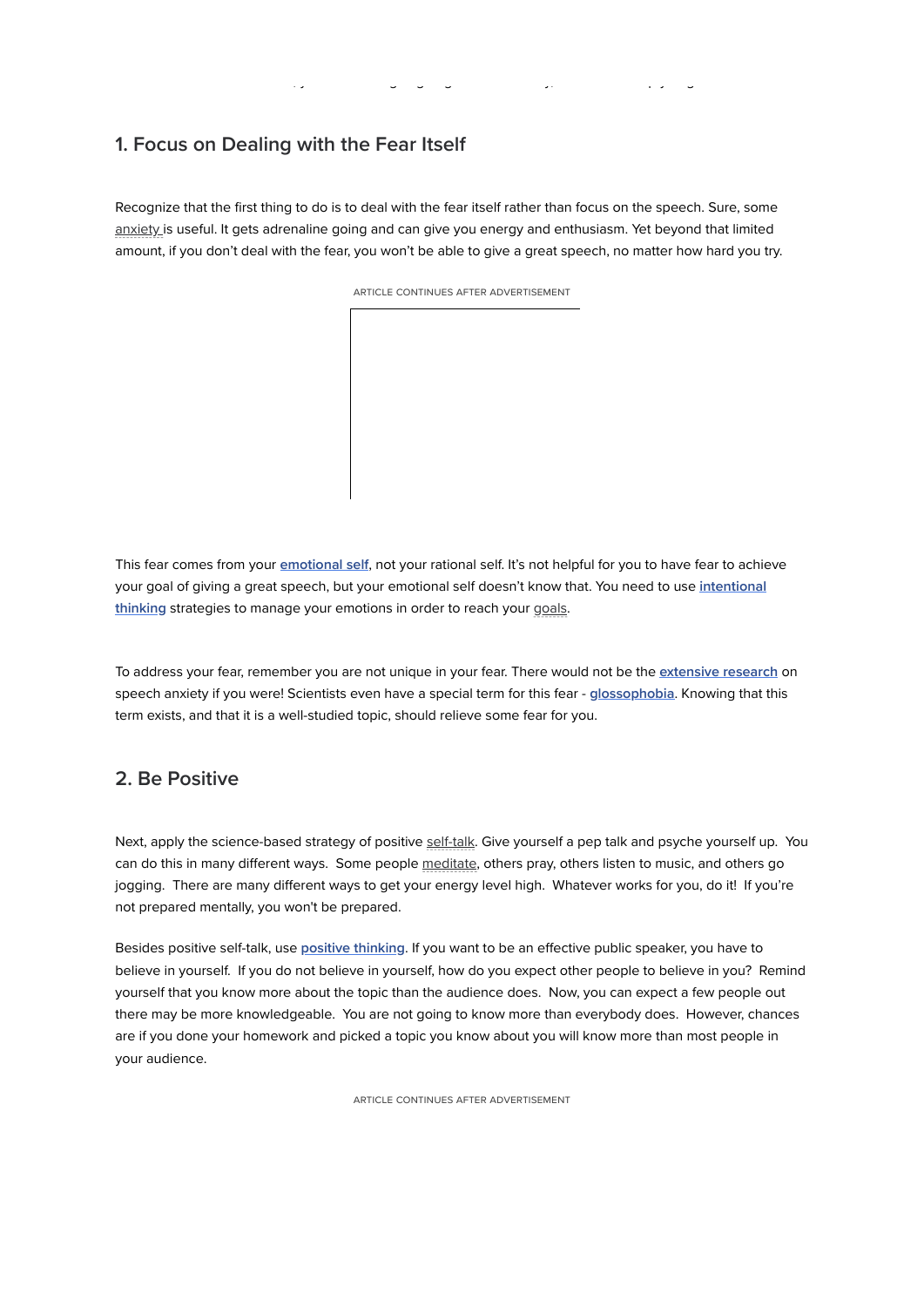## 1. Focus on Dealing with the Fear Itself

Recognize that the first thing to do is to deal with the fear itself rather than focus on the speech. Sure, some anxiety is useful. It gets adrenaline going and can give you energy and enthusiasm. Yet beyond that limited amount, if you don't deal with the fear, you won't be able to give a great speech, no matter how hard you try.

This fear comes from your emotional self, not your rational self. It's not helpful for you to have fear to achieve your goal of giving a great speech, but your emotional self doesn't know that. You need to use intentional thinking strategies to manage your emotions in order to reach your goals.

To address your fear, remember you are not unique in your fear. There would not be the extensive research on speech anxiety if you were! Scientists even have a special term for this fear - glossophobia. Knowing that this term exists, and that it is a well-studied topic, should relieve some fear for you.

## 2. Be Positive

Next, apply the science-based strategy of positive self-talk. Give yourself a pep talk and psyche yourself up. You can do this in many different ways. Some people meditate, others pray, others listen to music, and others go jogging. There are many different ways to get your energy level high. Whatever works for you, do it! If you're not prepared mentally, you won't be prepared.

Besides positive self-talk, use positive thinking. If you want to be an effective public speaker, you have to believe in yourself. If you do not believe in yourself, how do you expect other people to believe in you? Remind yourself that you know more about the topic than the audience does. Now, you can expect a few people out there may be more knowledgeable. You are not going to know more than everybody does. However, chances are if you done your homework and picked a topic you know about you will know more than most people in your audience.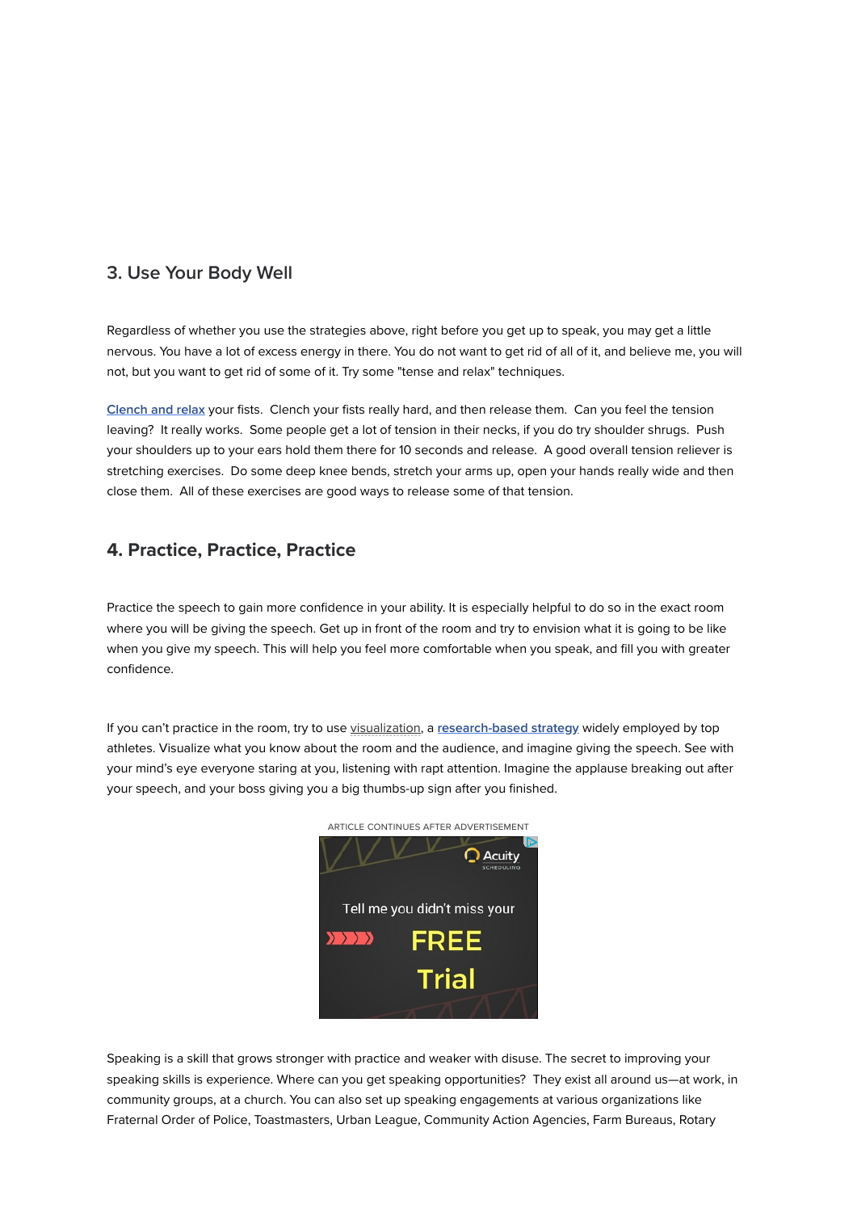## 3. Use Your Body Well

Regardless of whether you use the strategies above, right before you get up to speak, you may get a little nervous. You have a lot of excess energy in there. You do not want to get rid of all of it, and believe me, you will not, but you want to get rid of some of it. Try some "tense and relax" techniques.

Clench and relax your fists. Clench your fists really hard, and then release them. Can you feel the tension leaving? It really works. Some people get a lot of tension in their necks, if you do try shoulder shrugs. Push your shoulders up to your ears hold them there for 10 seconds and release. A good overall tension reliever is stretching exercises. Do some deep knee bends, stretch your arms up, open your hands really wide and then close them. All of these exercises are good ways to release some of that tension.

## 4. Practice, Practice, Practice

Practice the speech to gain more confidence in your ability. It is especially helpful to do so in the exact room where you will be giving the speech. Get up in front of the room and try to envision what it is going to be like when you give my speech. This will help you feel more comfortable when you speak, and fill you with greater confidence.

If you can't practice in the room, try to use visualization, a research-based strategy widely employed by top athletes. Visualize what you know about the room and the audience, and imagine giving the speech. See with your mind's eye everyone staring at you, listening with rapt attention. Imagine the applause breaking out after your speech, and your boss giving you a big thumbs-up sign after you finished.

Speaking is a skill that grows stronger with practice and weaker with disuse. The secret to improving your speaking skills is experience. Where can you get speaking opportunities? They exist all around us—at work, in community groups, at a church. You can also set up speaking engagements at various organizations like Fraternal Order of Police, Toastmasters, Urban League, Community Action Agencies, Farm Bureaus, Rotary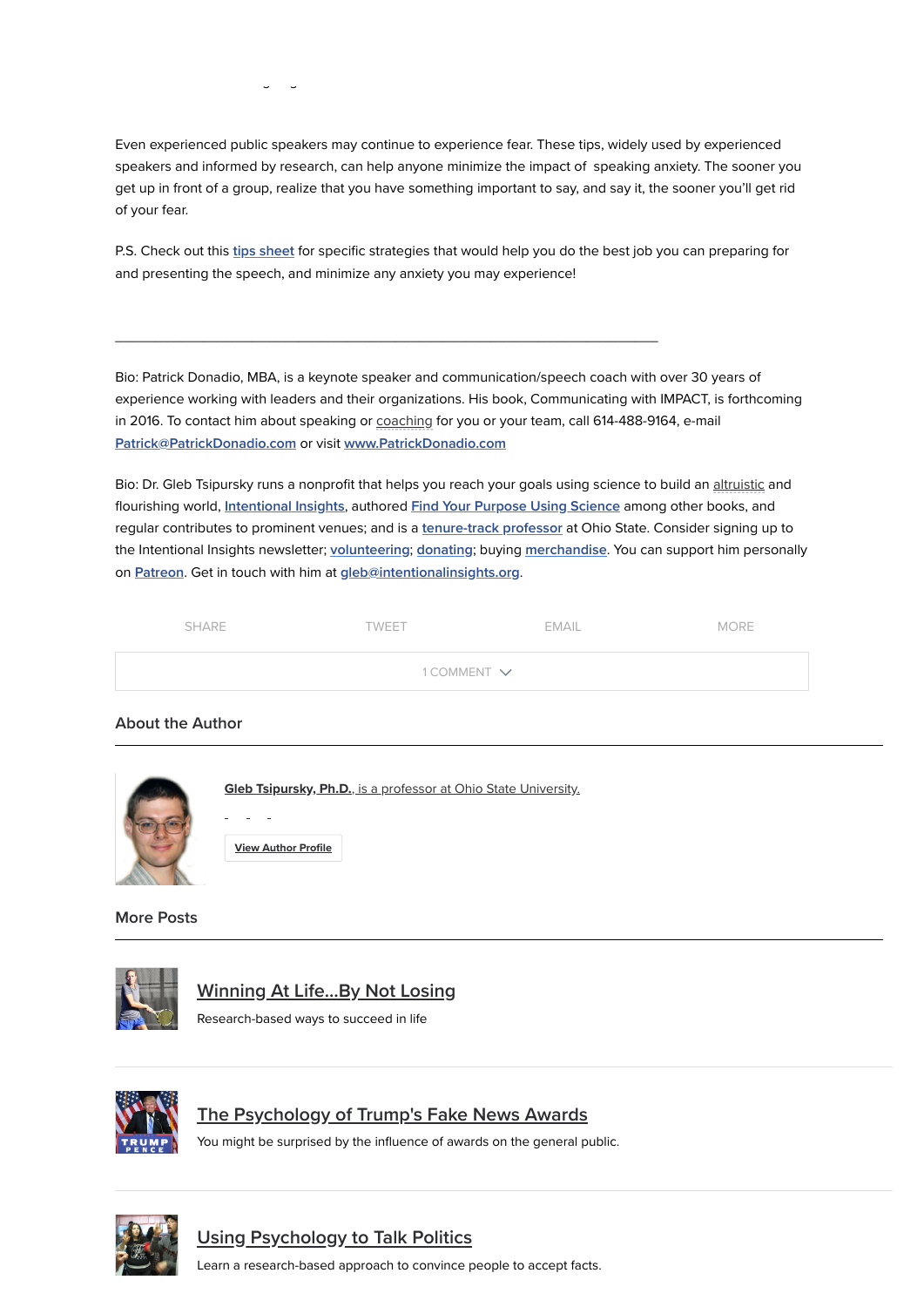Even experienced public speakers may continue to experience fear. These tips, widely used by experienced speakers and informed by research, can help anyone minimize the impact of speaking anxiety. The sooner you get up in front of a group, realize that you have something important to say, and say it, the sooner you'll get rid of your fear.

P.S. Check out this tips sheet for specific strategies that would help you do the best job you can preparing for and presenting the speech, and minimize any anxiety you may experience!

---

Bio: Patrick Donadio, MBA, is a keynote speaker and communication/speech coach with over 30 years of experience working with leaders and their organizations. His book, Communicating with IMPACT, is forthcoming in 2016. To contact him about speaking or coaching for you or your team, call 614-488-9164, e-mail Patrick@PatrickDonadio.com or visit www.PatrickDonadio.com

Bio: Dr. Gleb Tsipursky runs a nonprofit that helps you reach your goals using science to build an altruistic and flourishing world, Intentional Insights, authored Find Your Purpose Using Science among other books, and regular contributes to prominent venues; and is a tenure-track professor at Ohio State. Consider signing up to the Intentional Insights newsletter; volunteering; donating; buying merchandise. You can support him personally on Patreon. Get in touch with him at gleb@intentionalinsights.org.

SHARE TWEET EMAIL MORE

1 COMMENT

## About the Author

**Gleb Tsipursky, Ph.D.**, is a professor at Ohio State University.

View Author Profile

## More Posts

**Winning At Life...By Not Losing**

Research-based ways to succeed in life

**The Psychology of Trump's Fake News Awards**

You might be surprised by the influence of awards on the general public.

**Using Psychology to Talk Politics**

Learn a research-based approach to convince people to accept facts.